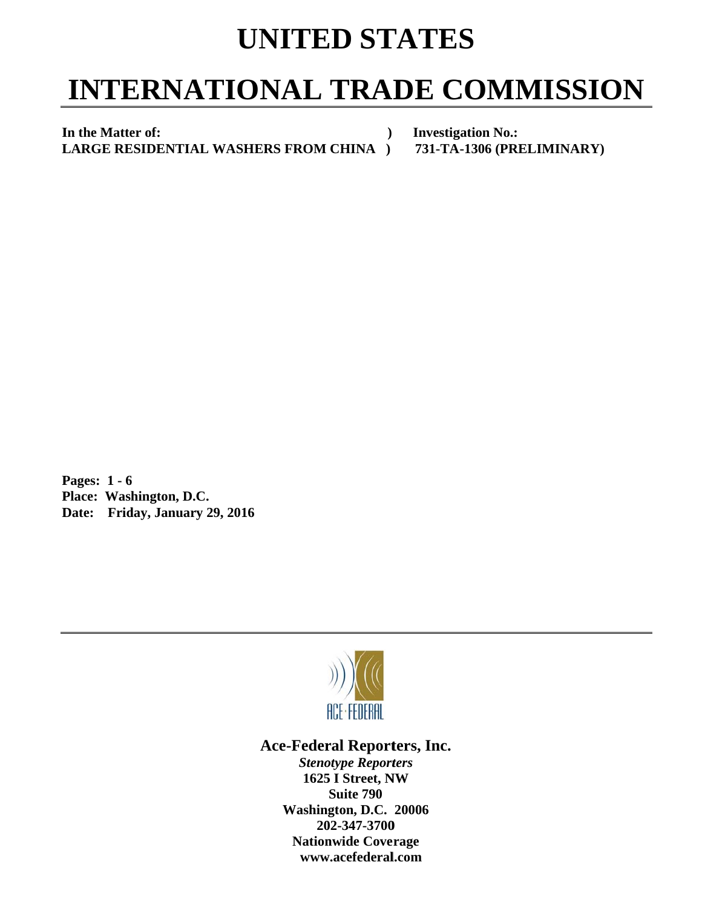# UNITED STATES

# INTERNATIONAL TRADE COMMISSION

| | | |
|---|---|---|
| **In the Matter of:** | **)** | **Investigation No.:** |
| **LARGE RESIDENTIAL WASHERS FROM CHINA** | **)** | **731-TA-1306 (PRELIMINARY)** |

**Pages: 1 - 6**
**Place: Washington, D.C.**
**Date: Friday, January 29, 2016**

ACE·FEDERAL

**Ace-Federal Reporters, Inc.**
***Stenotype Reporters***
**1625 I Street, NW**
**Suite 790**
**Washington, D.C. 20006**
**202-347-3700**
**Nationwide Coverage**
**www.acefederal.com**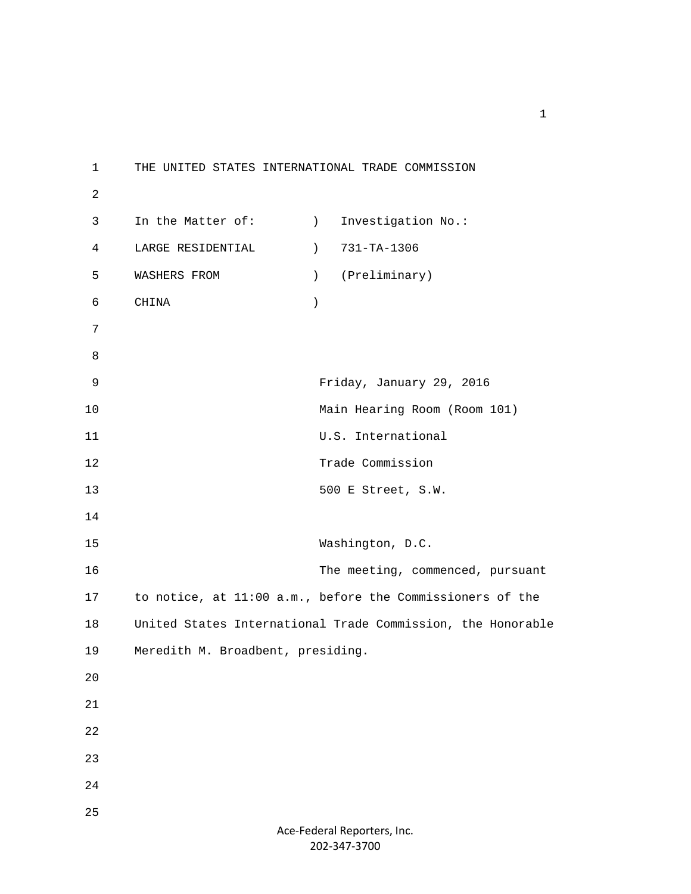THE UNITED STATES INTERNATIONAL TRADE COMMISSION

| In the Matter of: | ) | Investigation No.: |
|---|---|---|
| LARGE RESIDENTIAL | ) | 731-TA-1306 |
| WASHERS FROM | ) | (Preliminary) |
| CHINA | ) | |

Friday, January 29, 2016

Main Hearing Room (Room 101)

U.S. International

Trade Commission

500 E Street, S.W.

Washington, D.C.

The meeting, commenced, pursuant to notice, at 11:00 a.m., before the Commissioners of the United States International Trade Commission, the Honorable Meredith M. Broadbent, presiding.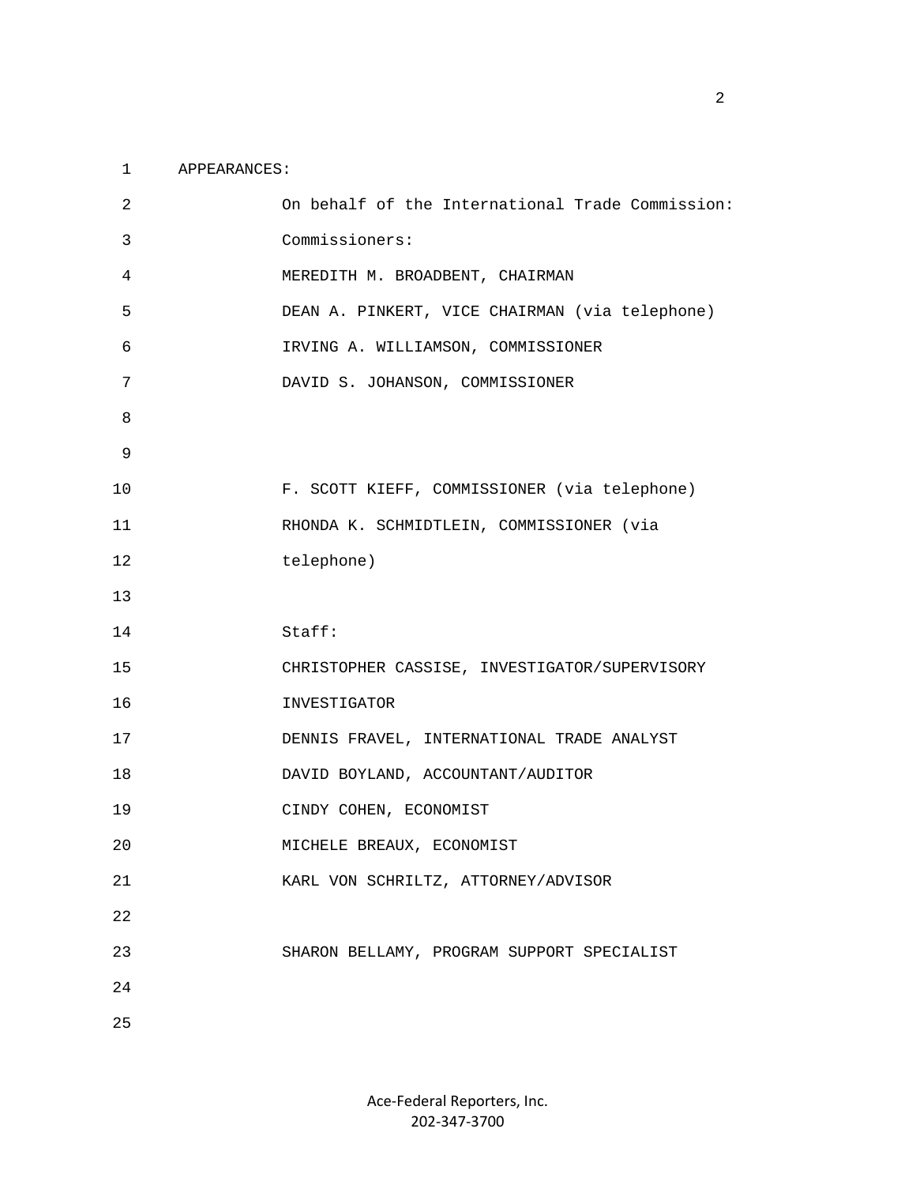APPEARANCES:

On behalf of the International Trade Commission:

Commissioners:

MEREDITH M. BROADBENT, CHAIRMAN

DEAN A. PINKERT, VICE CHAIRMAN (via telephone)

IRVING A. WILLIAMSON, COMMISSIONER

DAVID S. JOHANSON, COMMISSIONER

F. SCOTT KIEFF, COMMISSIONER (via telephone)

RHONDA K. SCHMIDTLEIN, COMMISSIONER (via telephone)

Staff:

CHRISTOPHER CASSISE, INVESTIGATOR/SUPERVISORY INVESTIGATOR

DENNIS FRAVEL, INTERNATIONAL TRADE ANALYST

DAVID BOYLAND, ACCOUNTANT/AUDITOR

CINDY COHEN, ECONOMIST

MICHELE BREAUX, ECONOMIST

KARL VON SCHRILTZ, ATTORNEY/ADVISOR

SHARON BELLAMY, PROGRAM SUPPORT SPECIALIST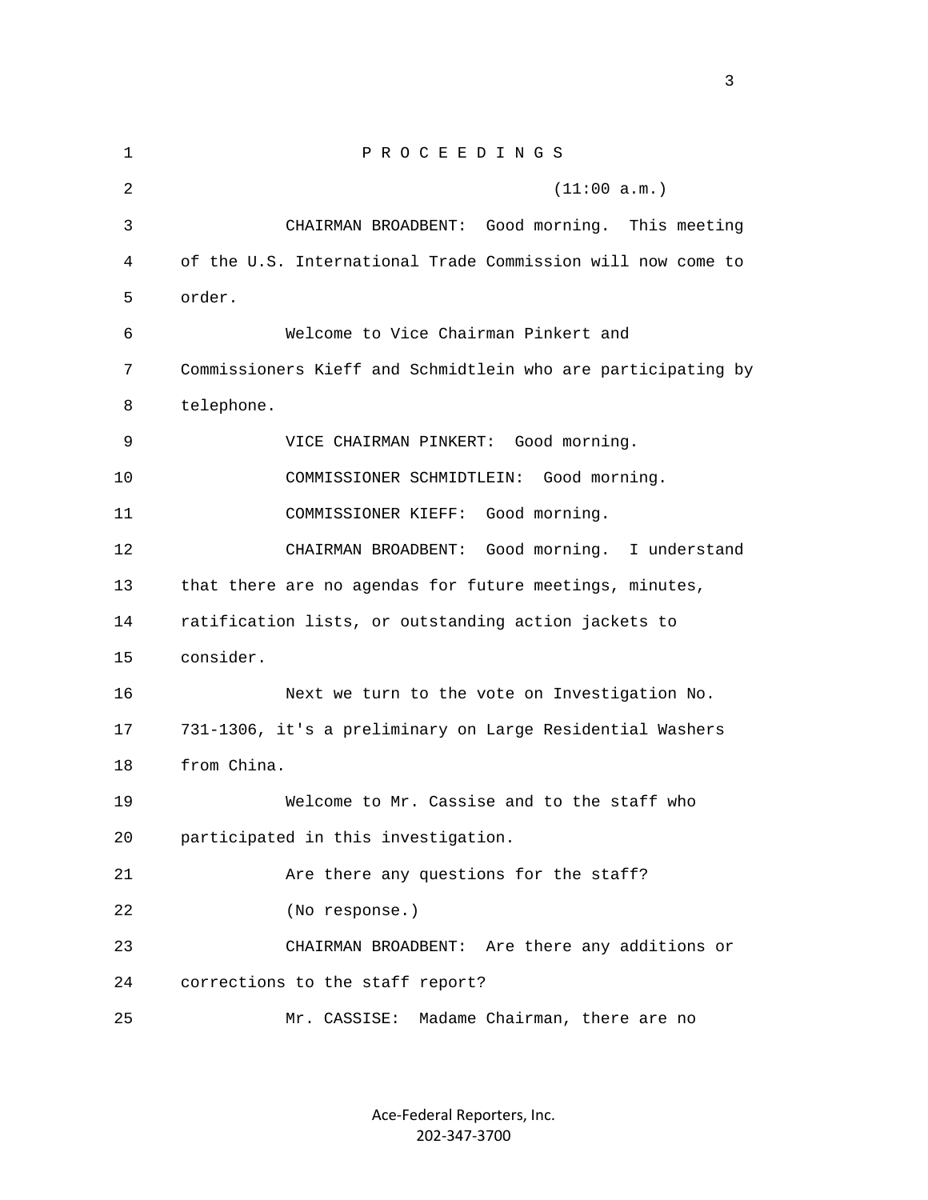P R O C E E D I N G S

(11:00 a.m.)

CHAIRMAN BROADBENT: Good morning. This meeting of the U.S. International Trade Commission will now come to order.

Welcome to Vice Chairman Pinkert and Commissioners Kieff and Schmidtlein who are participating by telephone.

VICE CHAIRMAN PINKERT: Good morning.

COMMISSIONER SCHMIDTLEIN: Good morning.

COMMISSIONER KIEFF: Good morning.

CHAIRMAN BROADBENT: Good morning. I understand that there are no agendas for future meetings, minutes, ratification lists, or outstanding action jackets to consider.

Next we turn to the vote on Investigation No. 731-1306, it's a preliminary on Large Residential Washers from China.

Welcome to Mr. Cassise and to the staff who participated in this investigation.

Are there any questions for the staff?

(No response.)

CHAIRMAN BROADBENT: Are there any additions or corrections to the staff report?

Mr. CASSISE: Madame Chairman, there are no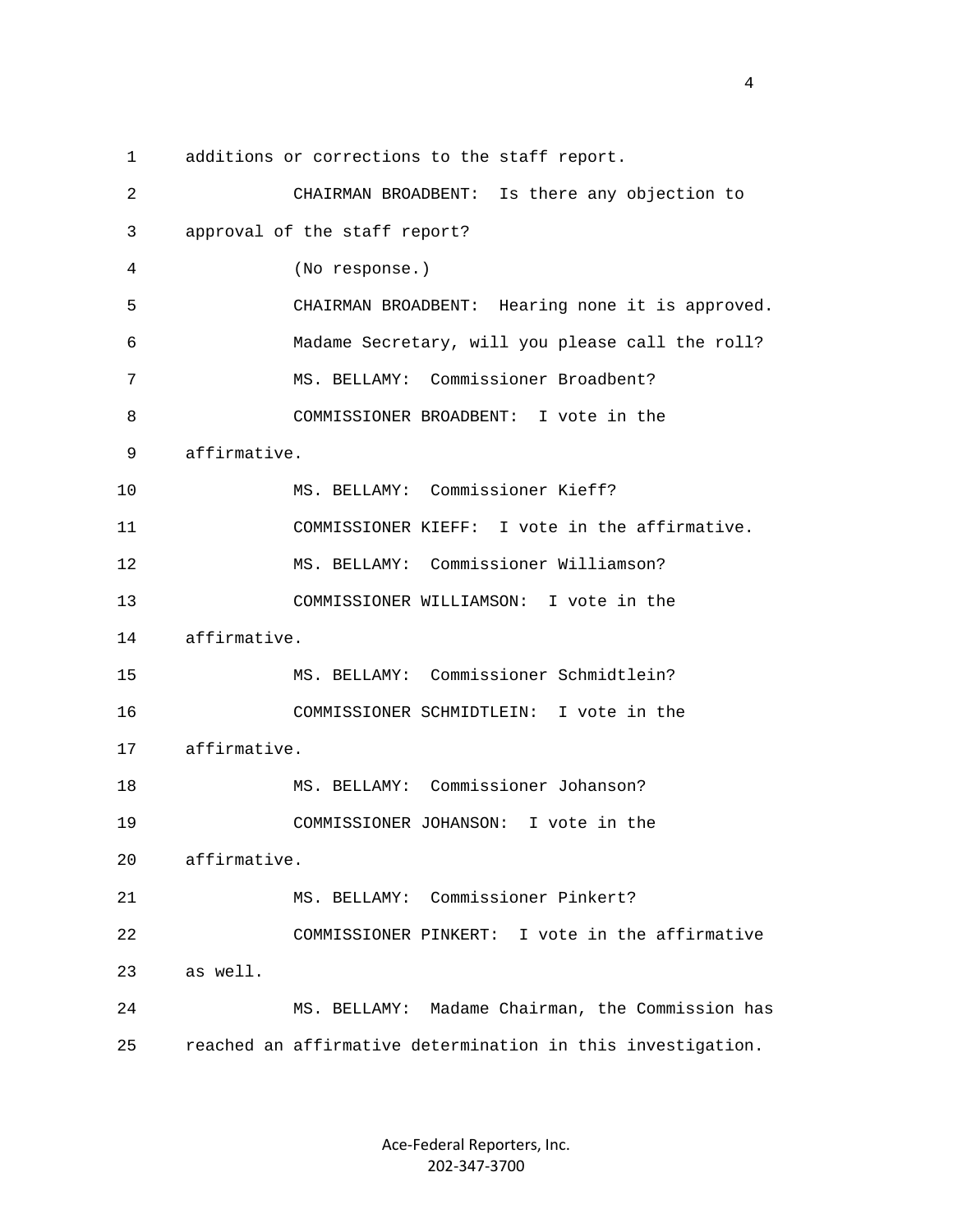additions or corrections to the staff report.

CHAIRMAN BROADBENT: Is there any objection to approval of the staff report?

(No response.)

CHAIRMAN BROADBENT: Hearing none it is approved.

Madame Secretary, will you please call the roll?

MS. BELLAMY: Commissioner Broadbent?

COMMISSIONER BROADBENT: I vote in the affirmative.

MS. BELLAMY: Commissioner Kieff?

COMMISSIONER KIEFF: I vote in the affirmative.

MS. BELLAMY: Commissioner Williamson?

COMMISSIONER WILLIAMSON: I vote in the affirmative.

MS. BELLAMY: Commissioner Schmidtlein?

COMMISSIONER SCHMIDTLEIN: I vote in the affirmative.

MS. BELLAMY: Commissioner Johanson?

COMMISSIONER JOHANSON: I vote in the affirmative.

MS. BELLAMY: Commissioner Pinkert?

COMMISSIONER PINKERT: I vote in the affirmative as well.

MS. BELLAMY: Madame Chairman, the Commission has reached an affirmative determination in this investigation.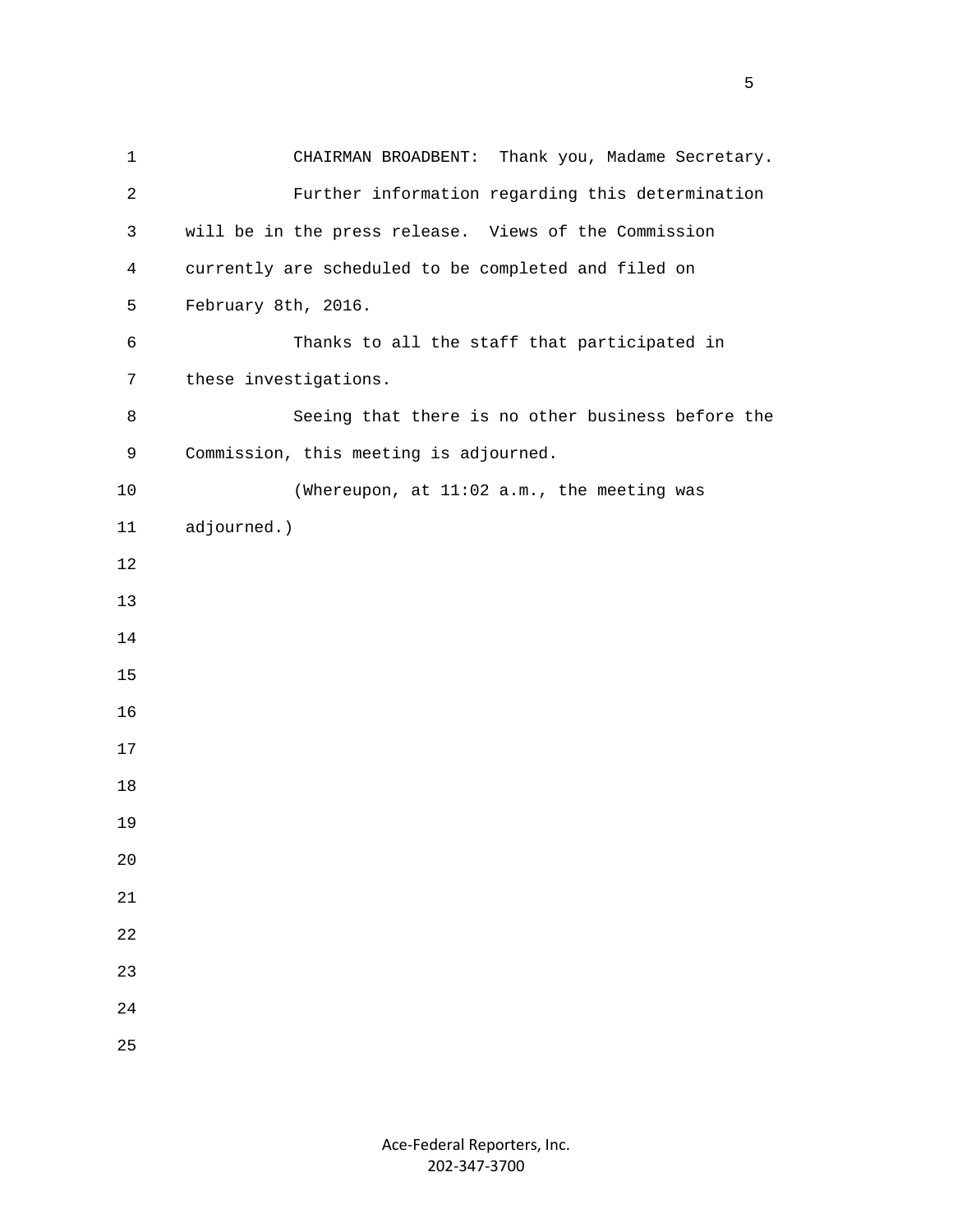CHAIRMAN BROADBENT: Thank you, Madame Secretary.

Further information regarding this determination will be in the press release. Views of the Commission currently are scheduled to be completed and filed on February 8th, 2016.

Thanks to all the staff that participated in these investigations.

Seeing that there is no other business before the Commission, this meeting is adjourned.

(Whereupon, at 11:02 a.m., the meeting was adjourned.)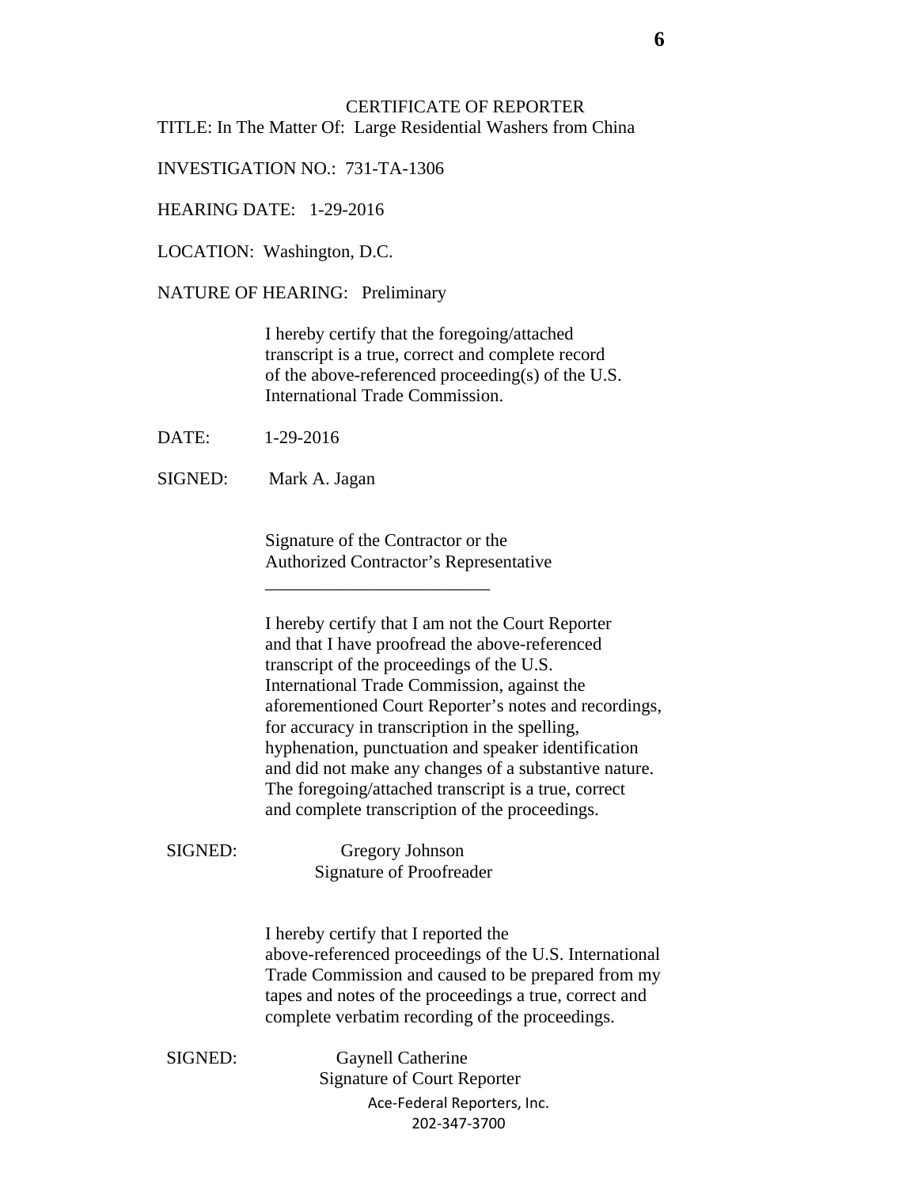# CERTIFICATE OF REPORTER

TITLE: In The Matter Of: Large Residential Washers from China

INVESTIGATION NO.: 731-TA-1306

HEARING DATE: 1-29-2016

LOCATION: Washington, D.C.

NATURE OF HEARING: Preliminary

I hereby certify that the foregoing/attached transcript is a true, correct and complete record of the above-referenced proceeding(s) of the U.S. International Trade Commission.

DATE: 1-29-2016

SIGNED: Mark A. Jagan

Signature of the Contractor or the Authorized Contractor's Representative

\_\_\_\_\_\_\_\_\_\_\_\_\_\_\_\_\_\_\_\_\_\_\_\_\_

I hereby certify that I am not the Court Reporter and that I have proofread the above-referenced transcript of the proceedings of the U.S. International Trade Commission, against the aforementioned Court Reporter's notes and recordings, for accuracy in transcription in the spelling, hyphenation, punctuation and speaker identification and did not make any changes of a substantive nature. The foregoing/attached transcript is a true, correct and complete transcription of the proceedings.

SIGNED: Gregory Johnson
Signature of Proofreader

I hereby certify that I reported the above-referenced proceedings of the U.S. International Trade Commission and caused to be prepared from my tapes and notes of the proceedings a true, correct and complete verbatim recording of the proceedings.

SIGNED: Gaynell Catherine
Signature of Court Reporter

Ace-Federal Reporters, Inc.
202-347-3700